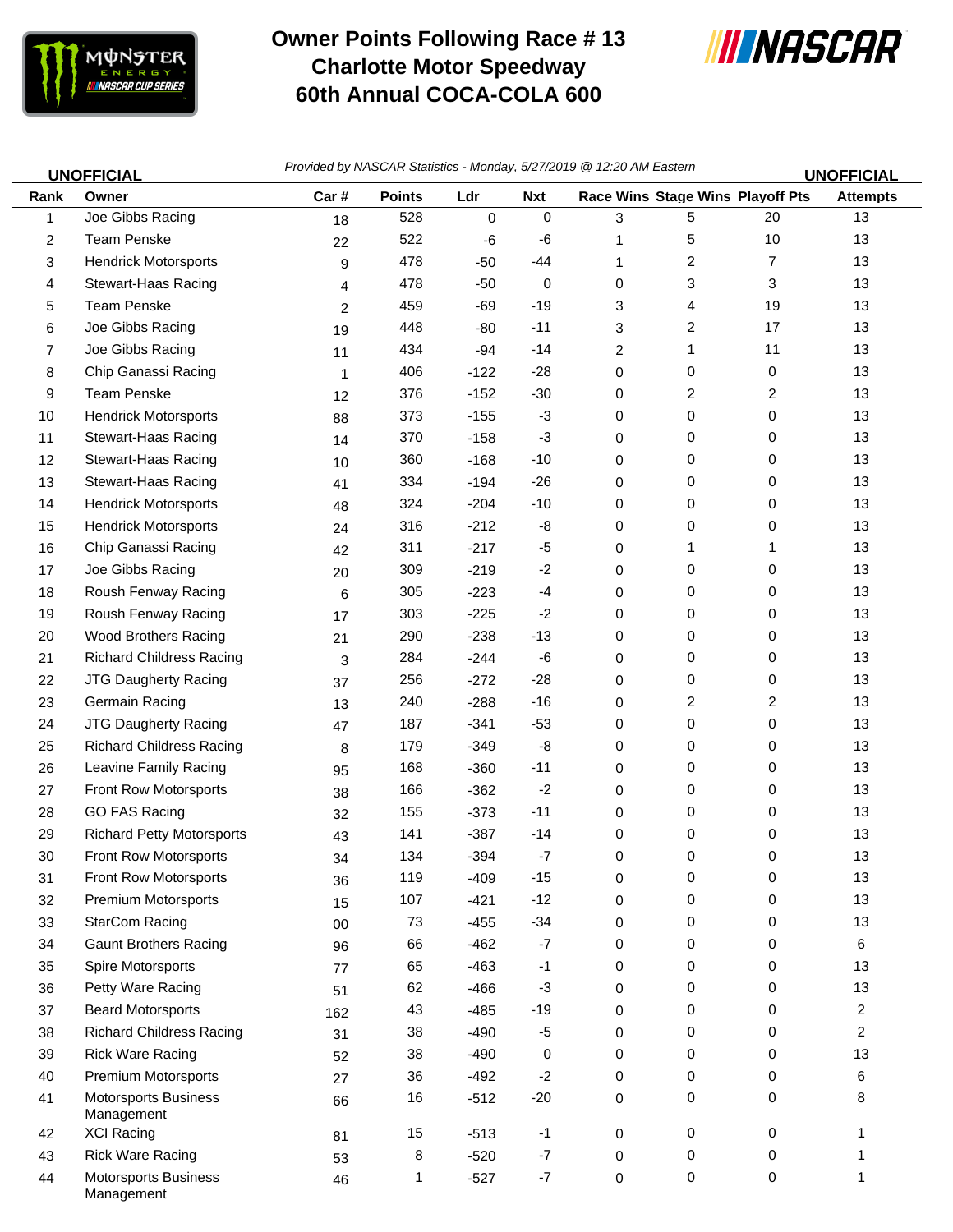# Owner Points Following Race # 13
# Charlotte Motor Speedway
# 60th Annual COCA-COLA 600

**UNOFFICIAL**

*Provided by NASCAR Statistics - Monday, 5/27/2019 @ 12:20 AM Eastern*

**UNOFFICIAL**

| Rank | Owner | Car # | Points | Ldr | Nxt | Race Wins | Stage Wins | Playoff Pts | Attempts |
|---|---|---|---|---|---|---|---|---|---|
| 1 | Joe Gibbs Racing | 18 | 528 | 0 | 0 | 3 | 5 | 20 | 13 |
| 2 | Team Penske | 22 | 522 | -6 | -6 | 1 | 5 | 10 | 13 |
| 3 | Hendrick Motorsports | 9 | 478 | -50 | -44 | 1 | 2 | 7 | 13 |
| 4 | Stewart-Haas Racing | 4 | 478 | -50 | 0 | 0 | 3 | 3 | 13 |
| 5 | Team Penske | 2 | 459 | -69 | -19 | 3 | 4 | 19 | 13 |
| 6 | Joe Gibbs Racing | 19 | 448 | -80 | -11 | 3 | 2 | 17 | 13 |
| 7 | Joe Gibbs Racing | 11 | 434 | -94 | -14 | 2 | 1 | 11 | 13 |
| 8 | Chip Ganassi Racing | 1 | 406 | -122 | -28 | 0 | 0 | 0 | 13 |
| 9 | Team Penske | 12 | 376 | -152 | -30 | 0 | 2 | 2 | 13 |
| 10 | Hendrick Motorsports | 88 | 373 | -155 | -3 | 0 | 0 | 0 | 13 |
| 11 | Stewart-Haas Racing | 14 | 370 | -158 | -3 | 0 | 0 | 0 | 13 |
| 12 | Stewart-Haas Racing | 10 | 360 | -168 | -10 | 0 | 0 | 0 | 13 |
| 13 | Stewart-Haas Racing | 41 | 334 | -194 | -26 | 0 | 0 | 0 | 13 |
| 14 | Hendrick Motorsports | 48 | 324 | -204 | -10 | 0 | 0 | 0 | 13 |
| 15 | Hendrick Motorsports | 24 | 316 | -212 | -8 | 0 | 0 | 0 | 13 |
| 16 | Chip Ganassi Racing | 42 | 311 | -217 | -5 | 0 | 1 | 1 | 13 |
| 17 | Joe Gibbs Racing | 20 | 309 | -219 | -2 | 0 | 0 | 0 | 13 |
| 18 | Roush Fenway Racing | 6 | 305 | -223 | -4 | 0 | 0 | 0 | 13 |
| 19 | Roush Fenway Racing | 17 | 303 | -225 | -2 | 0 | 0 | 0 | 13 |
| 20 | Wood Brothers Racing | 21 | 290 | -238 | -13 | 0 | 0 | 0 | 13 |
| 21 | Richard Childress Racing | 3 | 284 | -244 | -6 | 0 | 0 | 0 | 13 |
| 22 | JTG Daugherty Racing | 37 | 256 | -272 | -28 | 0 | 0 | 0 | 13 |
| 23 | Germain Racing | 13 | 240 | -288 | -16 | 0 | 2 | 2 | 13 |
| 24 | JTG Daugherty Racing | 47 | 187 | -341 | -53 | 0 | 0 | 0 | 13 |
| 25 | Richard Childress Racing | 8 | 179 | -349 | -8 | 0 | 0 | 0 | 13 |
| 26 | Leavine Family Racing | 95 | 168 | -360 | -11 | 0 | 0 | 0 | 13 |
| 27 | Front Row Motorsports | 38 | 166 | -362 | -2 | 0 | 0 | 0 | 13 |
| 28 | GO FAS Racing | 32 | 155 | -373 | -11 | 0 | 0 | 0 | 13 |
| 29 | Richard Petty Motorsports | 43 | 141 | -387 | -14 | 0 | 0 | 0 | 13 |
| 30 | Front Row Motorsports | 34 | 134 | -394 | -7 | 0 | 0 | 0 | 13 |
| 31 | Front Row Motorsports | 36 | 119 | -409 | -15 | 0 | 0 | 0 | 13 |
| 32 | Premium Motorsports | 15 | 107 | -421 | -12 | 0 | 0 | 0 | 13 |
| 33 | StarCom Racing | 00 | 73 | -455 | -34 | 0 | 0 | 0 | 13 |
| 34 | Gaunt Brothers Racing | 96 | 66 | -462 | -7 | 0 | 0 | 0 | 6 |
| 35 | Spire Motorsports | 77 | 65 | -463 | -1 | 0 | 0 | 0 | 13 |
| 36 | Petty Ware Racing | 51 | 62 | -466 | -3 | 0 | 0 | 0 | 13 |
| 37 | Beard Motorsports | 162 | 43 | -485 | -19 | 0 | 0 | 0 | 2 |
| 38 | Richard Childress Racing | 31 | 38 | -490 | -5 | 0 | 0 | 0 | 2 |
| 39 | Rick Ware Racing | 52 | 38 | -490 | 0 | 0 | 0 | 0 | 13 |
| 40 | Premium Motorsports | 27 | 36 | -492 | -2 | 0 | 0 | 0 | 6 |
| 41 | Motorsports Business Management | 66 | 16 | -512 | -20 | 0 | 0 | 0 | 8 |
| 42 | XCI Racing | 81 | 15 | -513 | -1 | 0 | 0 | 0 | 1 |
| 43 | Rick Ware Racing | 53 | 8 | -520 | -7 | 0 | 0 | 0 | 1 |
| 44 | Motorsports Business Management | 46 | 1 | -527 | -7 | 0 | 0 | 0 | 1 |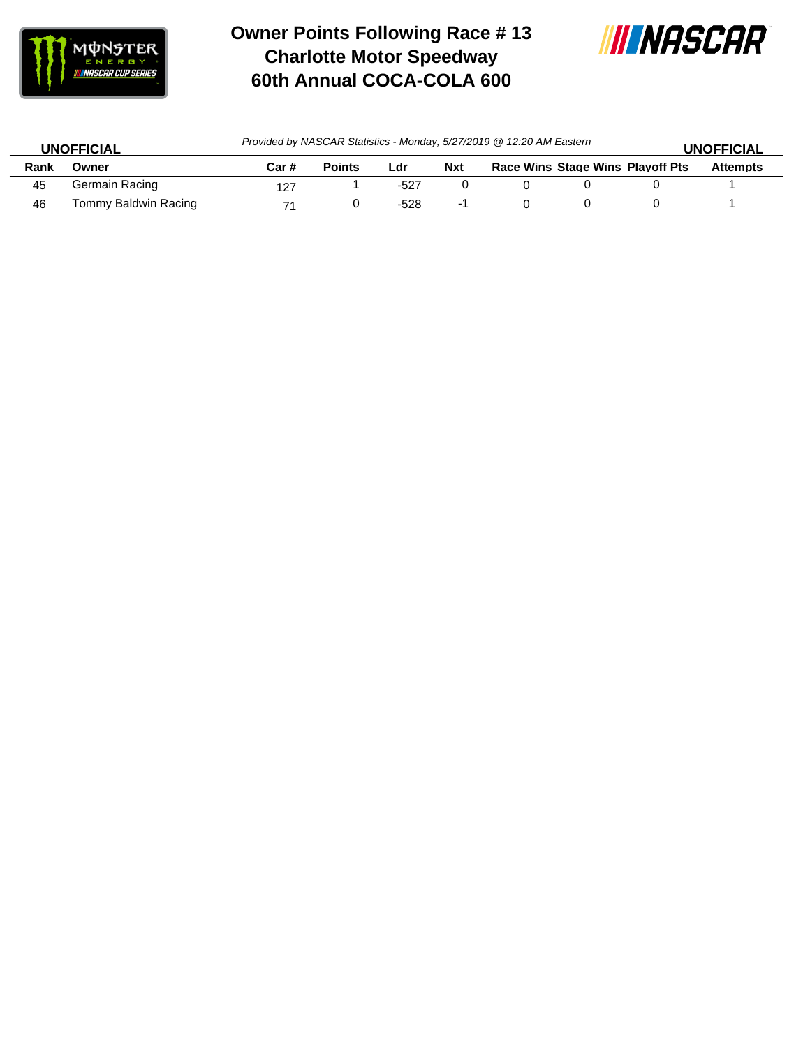# Owner Points Following Race # 13
# Charlotte Motor Speedway
# 60th Annual COCA-COLA 600

**UNOFFICIAL** *Provided by NASCAR Statistics - Monday, 5/27/2019 @ 12:20 AM Eastern* **UNOFFICIAL**

| Rank | Owner | Car # | Points | Ldr | Nxt | Race Wins | Stage Wins | Playoff Pts | Attempts |
|---|---|---|---|---|---|---|---|---|---|
| 45 | Germain Racing | 127 | 1 | -527 | 0 | 0 | 0 | 0 | 1 |
| 46 | Tommy Baldwin Racing | 71 | 0 | -528 | -1 | 0 | 0 | 0 | 1 |